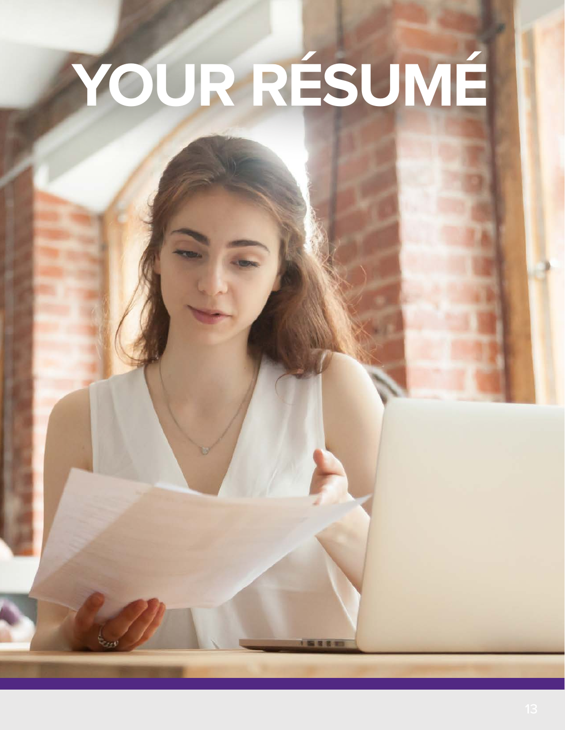# YOUR RÉSUMÉ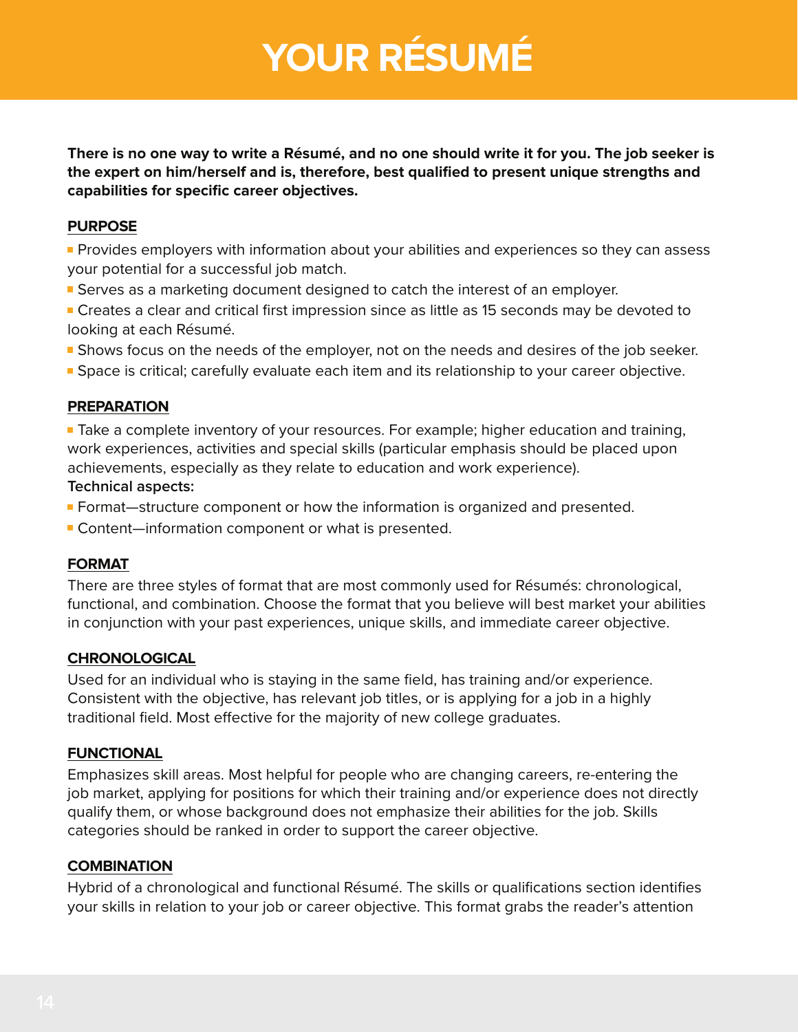# YOUR RÉSUMÉ

**There is no one way to write a Résumé, and no one should write it for you. The job seeker is the expert on him/herself and is, therefore, best qualified to present unique strengths and capabilities for specific career objectives.**

## PURPOSE

- Provides employers with information about your abilities and experiences so they can assess your potential for a successful job match.
- Serves as a marketing document designed to catch the interest of an employer.
- Creates a clear and critical first impression since as little as 15 seconds may be devoted to looking at each Résumé.
- Shows focus on the needs of the employer, not on the needs and desires of the job seeker.
- Space is critical; carefully evaluate each item and its relationship to your career objective.

## PREPARATION

- Take a complete inventory of your resources. For example; higher education and training, work experiences, activities and special skills (particular emphasis should be placed upon achievements, especially as they relate to education and work experience).

**Technical aspects:**

- Format—structure component or how the information is organized and presented.
- Content—information component or what is presented.

## FORMAT

There are three styles of format that are most commonly used for Résumés: chronological, functional, and combination. Choose the format that you believe will best market your abilities in conjunction with your past experiences, unique skills, and immediate career objective.

## CHRONOLOGICAL

Used for an individual who is staying in the same field, has training and/or experience. Consistent with the objective, has relevant job titles, or is applying for a job in a highly traditional field. Most effective for the majority of new college graduates.

## FUNCTIONAL

Emphasizes skill areas. Most helpful for people who are changing careers, re-entering the job market, applying for positions for which their training and/or experience does not directly qualify them, or whose background does not emphasize their abilities for the job. Skills categories should be ranked in order to support the career objective.

## COMBINATION

Hybrid of a chronological and functional Résumé. The skills or qualifications section identifies your skills in relation to your job or career objective. This format grabs the reader's attention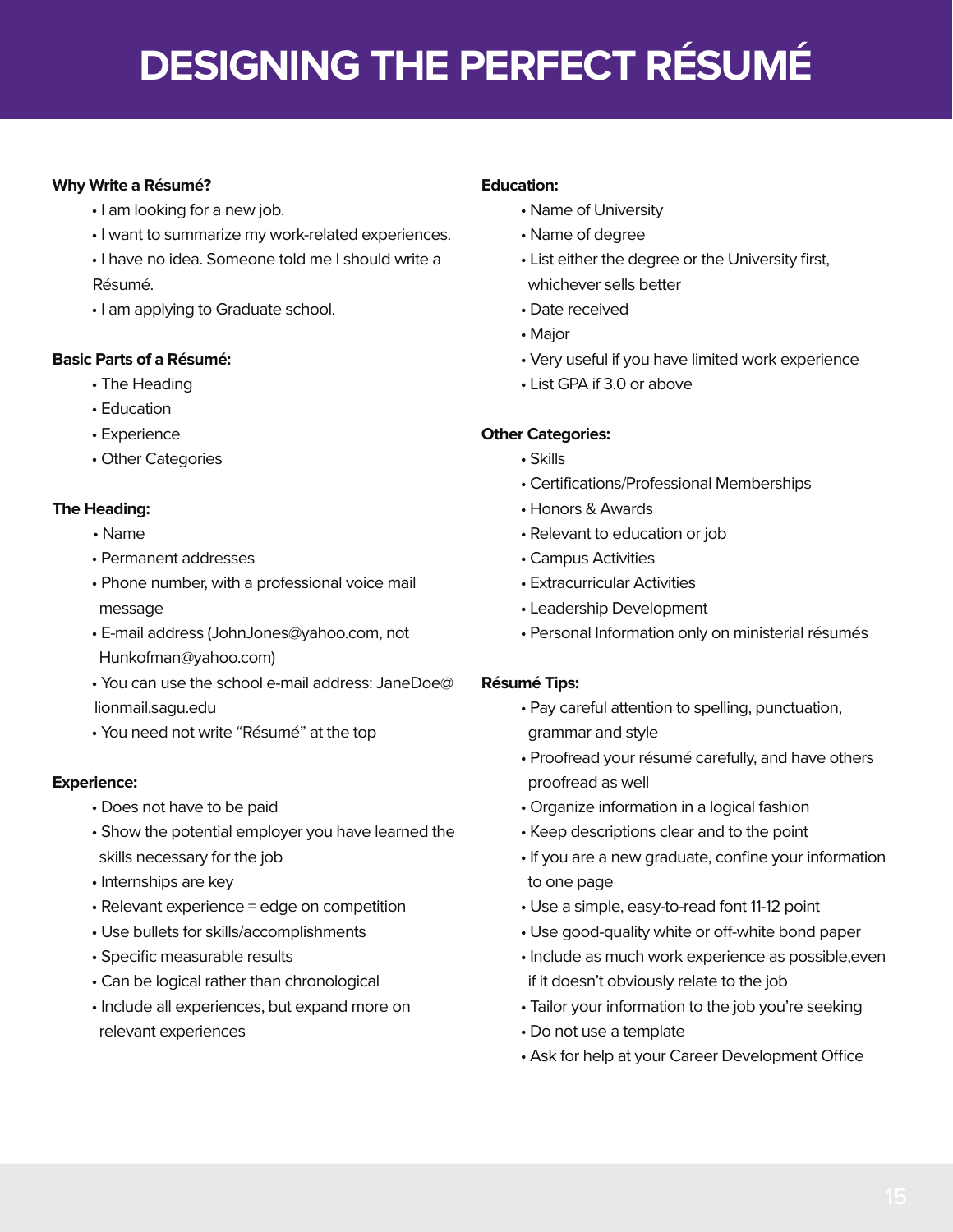# DESIGNING THE PERFECT RÉSUMÉ

**Why Write a Résumé?**

- I am looking for a new job.
- I want to summarize my work-related experiences.
- I have no idea. Someone told me I should write a Résumé.
- I am applying to Graduate school.

**Basic Parts of a Résumé:**

- The Heading
- Education
- Experience
- Other Categories

**The Heading:**

- Name
- Permanent addresses
- Phone number, with a professional voice mail message
- E-mail address (JohnJones@yahoo.com, not Hunkofman@yahoo.com)
- You can use the school e-mail address: JaneDoe@lionmail.sagu.edu
- You need not write "Résumé" at the top

**Experience:**

- Does not have to be paid
- Show the potential employer you have learned the skills necessary for the job
- Internships are key
- Relevant experience = edge on competition
- Use bullets for skills/accomplishments
- Specific measurable results
- Can be logical rather than chronological
- Include all experiences, but expand more on relevant experiences

**Education:**

- Name of University
- Name of degree
- List either the degree or the University first, whichever sells better
- Date received
- Major
- Very useful if you have limited work experience
- List GPA if 3.0 or above

**Other Categories:**

- Skills
- Certifications/Professional Memberships
- Honors & Awards
- Relevant to education or job
- Campus Activities
- Extracurricular Activities
- Leadership Development
- Personal Information only on ministerial résumés

**Résumé Tips:**

- Pay careful attention to spelling, punctuation, grammar and style
- Proofread your résumé carefully, and have others proofread as well
- Organize information in a logical fashion
- Keep descriptions clear and to the point
- If you are a new graduate, confine your information to one page
- Use a simple, easy-to-read font 11-12 point
- Use good-quality white or off-white bond paper
- Include as much work experience as possible,even if it doesn't obviously relate to the job
- Tailor your information to the job you're seeking
- Do not use a template
- Ask for help at your Career Development Office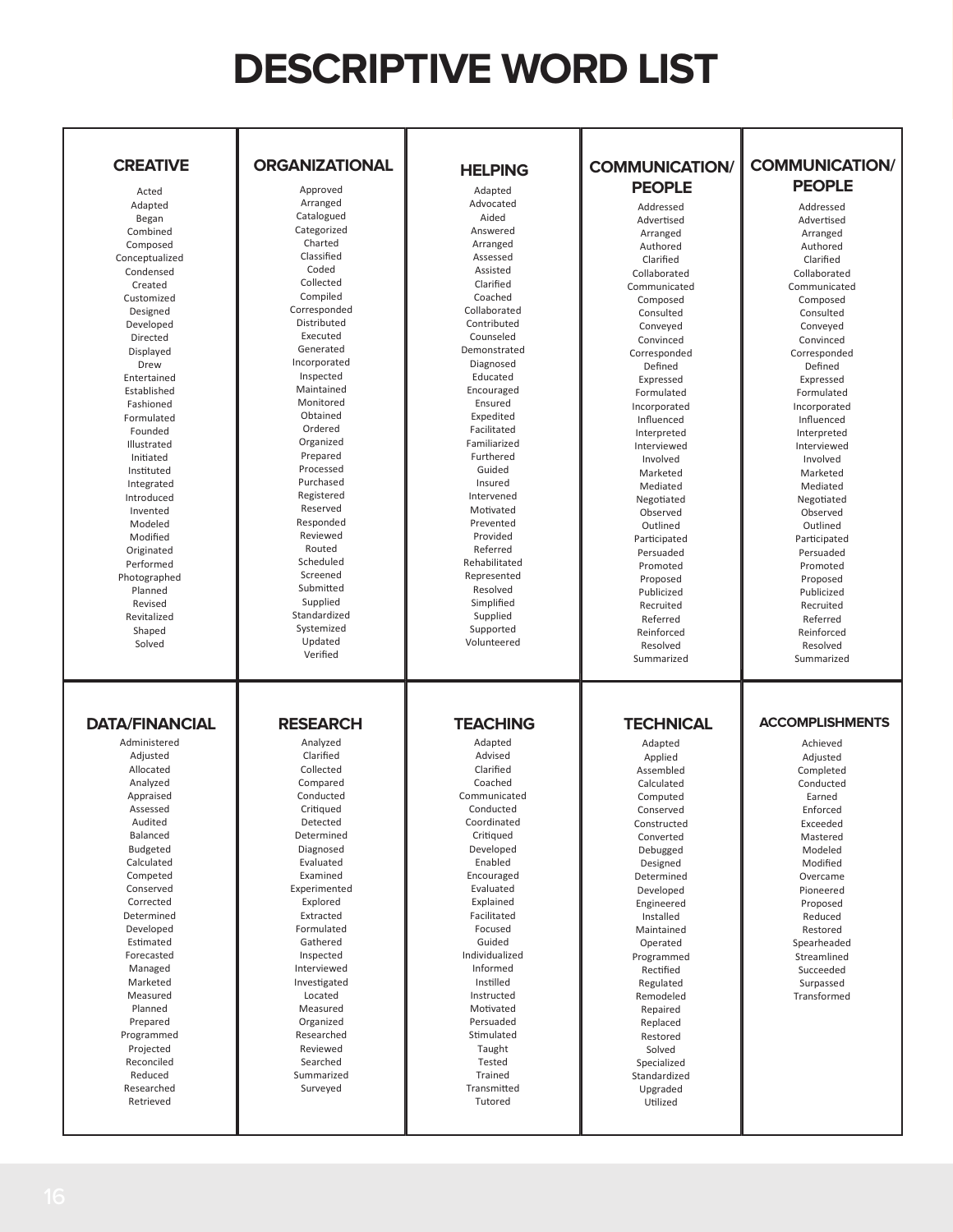# DESCRIPTIVE WORD LIST

| CREATIVE | ORGANIZATIONAL | HELPING | COMMUNICATION/ PEOPLE | COMMUNICATION/ PEOPLE |
|---|---|---|---|---|
| Acted<br>Adapted<br>Began<br>Combined<br>Composed<br>Conceptualized<br>Condensed<br>Created<br>Customized<br>Designed<br>Developed<br>Directed<br>Displayed<br>Drew<br>Entertained<br>Established<br>Fashioned<br>Formulated<br>Founded<br>Illustrated<br>Initiated<br>Instituted<br>Integrated<br>Introduced<br>Invented<br>Modeled<br>Modified<br>Originated<br>Performed<br>Photographed<br>Planned<br>Revised<br>Revitalized<br>Shaped<br>Solved | Approved<br>Arranged<br>Catalogued<br>Categorized<br>Charted<br>Classified<br>Coded<br>Collected<br>Compiled<br>Corresponded<br>Distributed<br>Executed<br>Generated<br>Incorporated<br>Inspected<br>Maintained<br>Monitored<br>Obtained<br>Ordered<br>Organized<br>Prepared<br>Processed<br>Purchased<br>Registered<br>Reserved<br>Responded<br>Reviewed<br>Routed<br>Scheduled<br>Screened<br>Submitted<br>Supplied<br>Standardized<br>Systemized<br>Updated<br>Verified | Adapted<br>Advocated<br>Aided<br>Answered<br>Arranged<br>Assessed<br>Assisted<br>Clarified<br>Coached<br>Collaborated<br>Contributed<br>Counseled<br>Demonstrated<br>Diagnosed<br>Educated<br>Encouraged<br>Ensured<br>Expedited<br>Facilitated<br>Familiarized<br>Furthered<br>Guided<br>Insured<br>Intervened<br>Motivated<br>Prevented<br>Provided<br>Referred<br>Rehabilitated<br>Represented<br>Resolved<br>Simplified<br>Supplied<br>Supported<br>Volunteered | Addressed<br>Advertised<br>Arranged<br>Authored<br>Clarified<br>Collaborated<br>Communicated<br>Composed<br>Consulted<br>Conveyed<br>Convinced<br>Corresponded<br>Defined<br>Expressed<br>Formulated<br>Incorporated<br>Influenced<br>Interpreted<br>Interviewed<br>Involved<br>Marketed<br>Mediated<br>Negotiated<br>Observed<br>Outlined<br>Participated<br>Persuaded<br>Promoted<br>Proposed<br>Publicized<br>Recruited<br>Referred<br>Reinforced<br>Resolved<br>Summarized | Addressed<br>Advertised<br>Arranged<br>Authored<br>Clarified<br>Collaborated<br>Communicated<br>Composed<br>Consulted<br>Conveyed<br>Convinced<br>Corresponded<br>Defined<br>Expressed<br>Formulated<br>Incorporated<br>Influenced<br>Interpreted<br>Interviewed<br>Involved<br>Marketed<br>Mediated<br>Negotiated<br>Observed<br>Outlined<br>Participated<br>Persuaded<br>Promoted<br>Proposed<br>Publicized<br>Recruited<br>Referred<br>Reinforced<br>Resolved<br>Summarized |

| DATA/FINANCIAL | RESEARCH | TEACHING | TECHNICAL | ACCOMPLISHMENTS |
|---|---|---|---|---|
| Administered<br>Adjusted<br>Allocated<br>Analyzed<br>Appraised<br>Assessed<br>Audited<br>Balanced<br>Budgeted<br>Calculated<br>Competed<br>Conserved<br>Corrected<br>Determined<br>Developed<br>Estimated<br>Forecasted<br>Managed<br>Marketed<br>Measured<br>Planned<br>Prepared<br>Programmed<br>Projected<br>Reconciled<br>Reduced<br>Researched<br>Retrieved | Analyzed<br>Clarified<br>Collected<br>Compared<br>Conducted<br>Critiqued<br>Detected<br>Determined<br>Diagnosed<br>Evaluated<br>Examined<br>Experimented<br>Explored<br>Extracted<br>Formulated<br>Gathered<br>Inspected<br>Interviewed<br>Investigated<br>Located<br>Measured<br>Organized<br>Researched<br>Reviewed<br>Searched<br>Summarized<br>Surveyed | Adapted<br>Advised<br>Clarified<br>Coached<br>Communicated<br>Conducted<br>Coordinated<br>Critiqued<br>Developed<br>Enabled<br>Encouraged<br>Evaluated<br>Explained<br>Facilitated<br>Focused<br>Guided<br>Individualized<br>Informed<br>Instilled<br>Instructed<br>Motivated<br>Persuaded<br>Stimulated<br>Taught<br>Tested<br>Trained<br>Transmitted<br>Tutored | Adapted<br>Applied<br>Assembled<br>Calculated<br>Computed<br>Conserved<br>Constructed<br>Converted<br>Debugged<br>Designed<br>Determined<br>Developed<br>Engineered<br>Installed<br>Maintained<br>Operated<br>Programmed<br>Rectified<br>Regulated<br>Remodeled<br>Repaired<br>Replaced<br>Restored<br>Solved<br>Specialized<br>Standardized<br>Upgraded<br>Utilized | Achieved<br>Adjusted<br>Completed<br>Conducted<br>Earned<br>Enforced<br>Exceeded<br>Mastered<br>Modeled<br>Modified<br>Overcame<br>Pioneered<br>Proposed<br>Reduced<br>Restored<br>Spearheaded<br>Streamlined<br>Succeeded<br>Surpassed<br>Transformed |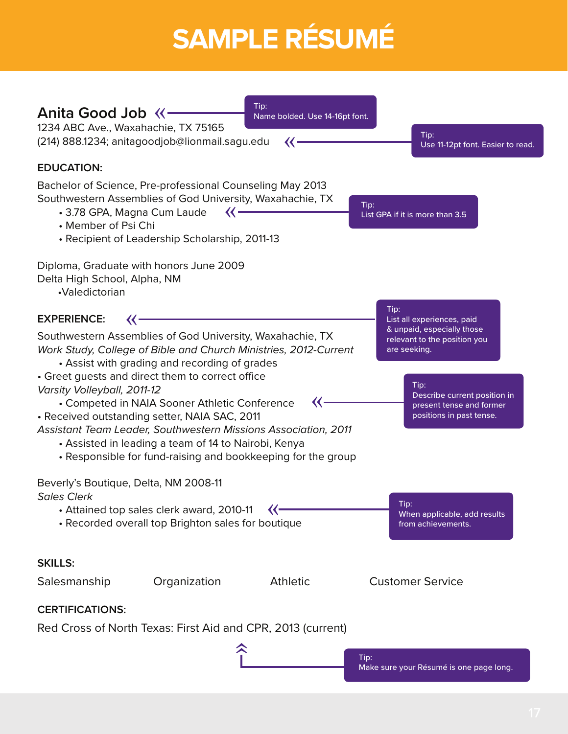# SAMPLE RÉSUMÉ

**Anita Good Job**
1234 ABC Ave., Waxahachie, TX 75165
(214) 888.1234; anitagoodjob@lionmail.sagu.edu

> Tip:
> Name bolded. Use 14-16pt font.

> Tip:
> Use 11-12pt font. Easier to read.

**EDUCATION:**

Bachelor of Science, Pre-professional Counseling May 2013
Southwestern Assemblies of God University, Waxahachie, TX

- 3.78 GPA, Magna Cum Laude
- Member of Psi Chi
- Recipient of Leadership Scholarship, 2011-13

> Tip:
> List GPA if it is more than 3.5

Diploma, Graduate with honors June 2009
Delta High School, Alpha, NM

- Valedictorian

**EXPERIENCE:**

> Tip:
> List all experiences, paid & unpaid, especially those relevant to the position you are seeking.

Southwestern Assemblies of God University, Waxahachie, TX
*Work Study, College of Bible and Church Ministries, 2012-Current*

- Assist with grading and recording of grades
- Greet guests and direct them to correct office

*Varsity Volleyball, 2011-12*

- Competed in NAIA Sooner Athletic Conference
- Received outstanding setter, NAIA SAC, 2011

> Tip:
> Describe current position in present tense and former positions in past tense.

*Assistant Team Leader, Southwestern Missions Association, 2011*

- Assisted in leading a team of 14 to Nairobi, Kenya
- Responsible for fund-raising and bookkeeping for the group

Beverly's Boutique, Delta, NM 2008-11
*Sales Clerk*

- Attained top sales clerk award, 2010-11
- Recorded overall top Brighton sales for boutique

> Tip:
> When applicable, add results from achievements.

**SKILLS:**

Salesmanship Organization Athletic Customer Service

**CERTIFICATIONS:**

Red Cross of North Texas: First Aid and CPR, 2013 (current)

> Tip:
> Make sure your Résumé is one page long.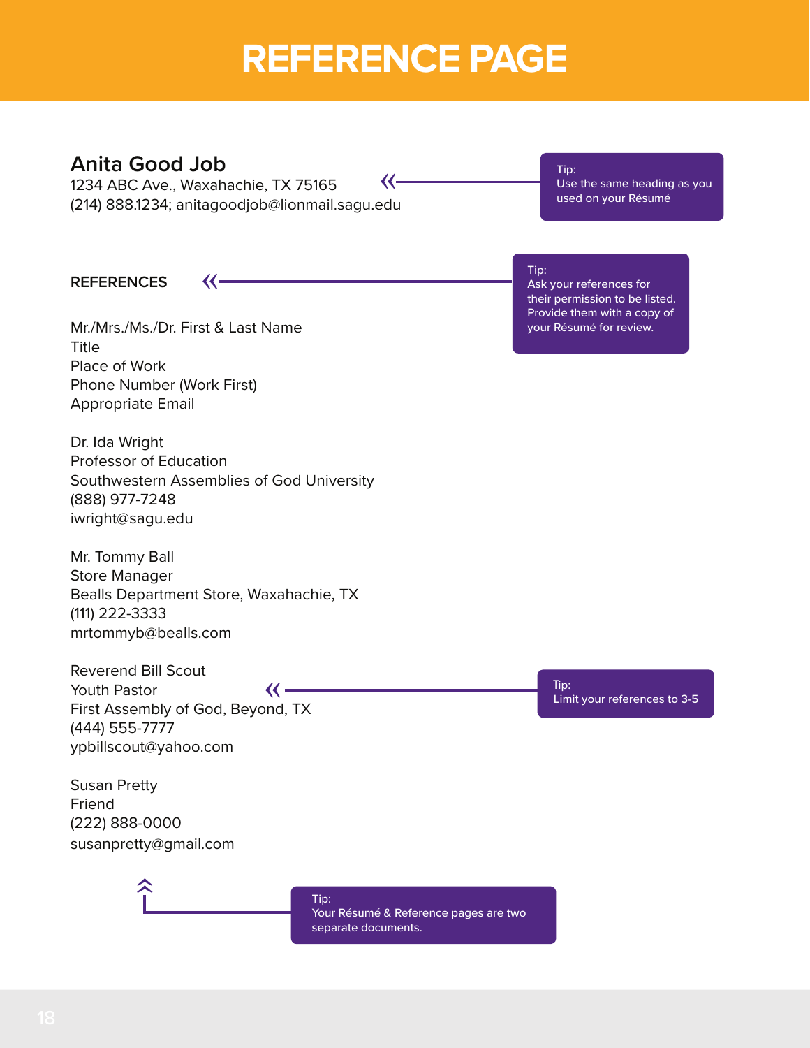# REFERENCE PAGE

**Anita Good Job**
1234 ABC Ave., Waxahachie, TX 75165
(214) 888.1234; anitagoodjob@lionmail.sagu.edu

> Tip:
> Use the same heading as you used on your Résumé

**REFERENCES**

> Tip:
> Ask your references for their permission to be listed. Provide them with a copy of your Résumé for review.

Mr./Mrs./Ms./Dr. First & Last Name
Title
Place of Work
Phone Number (Work First)
Appropriate Email

Dr. Ida Wright
Professor of Education
Southwestern Assemblies of God University
(888) 977-7248
iwright@sagu.edu

Mr. Tommy Ball
Store Manager
Bealls Department Store, Waxahachie, TX
(111) 222-3333
mrtommyb@bealls.com

Reverend Bill Scout
Youth Pastor
First Assembly of God, Beyond, TX
(444) 555-7777
ypbillscout@yahoo.com

> Tip:
> Limit your references to 3-5

Susan Pretty
Friend
(222) 888-0000
susanpretty@gmail.com

> Tip:
> Your Résumé & Reference pages are two separate documents.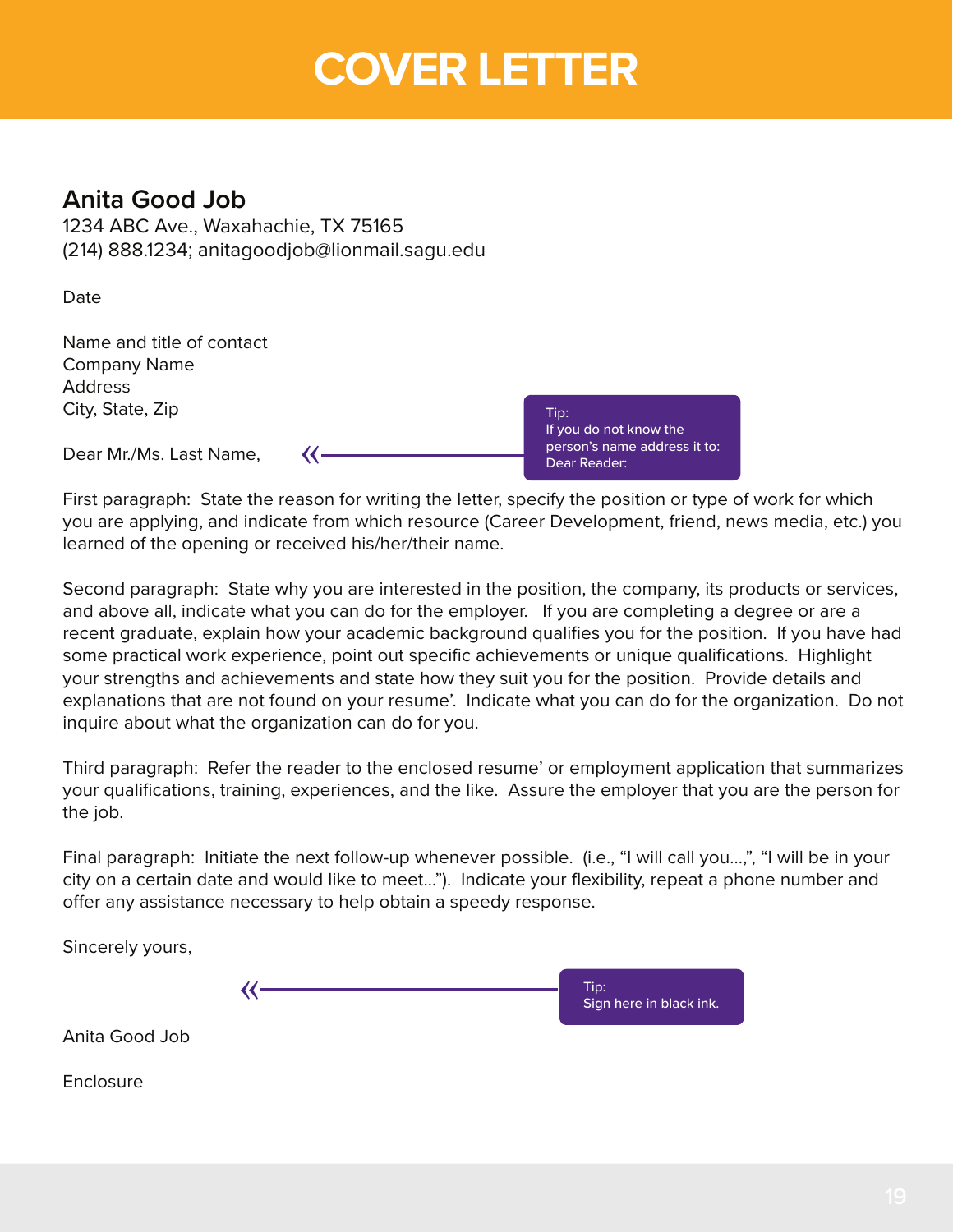# COVER LETTER

**Anita Good Job**
1234 ABC Ave., Waxahachie, TX 75165
(214) 888.1234; anitagoodjob@lionmail.sagu.edu

Date

Name and title of contact
Company Name
Address
City, State, Zip

Dear Mr./Ms. Last Name,

> Tip:
> If you do not know the person's name address it to:
> Dear Reader:

First paragraph: State the reason for writing the letter, specify the position or type of work for which you are applying, and indicate from which resource (Career Development, friend, news media, etc.) you learned of the opening or received his/her/their name.

Second paragraph: State why you are interested in the position, the company, its products or services, and above all, indicate what you can do for the employer. If you are completing a degree or are a recent graduate, explain how your academic background qualifies you for the position. If you have had some practical work experience, point out specific achievements or unique qualifications. Highlight your strengths and achievements and state how they suit you for the position. Provide details and explanations that are not found on your resume'. Indicate what you can do for the organization. Do not inquire about what the organization can do for you.

Third paragraph: Refer the reader to the enclosed resume' or employment application that summarizes your qualifications, training, experiences, and the like. Assure the employer that you are the person for the job.

Final paragraph: Initiate the next follow-up whenever possible. (i.e., "I will call you...,", "I will be in your city on a certain date and would like to meet..."). Indicate your flexibility, repeat a phone number and offer any assistance necessary to help obtain a speedy response.

Sincerely yours,

> Tip:
> Sign here in black ink.

Anita Good Job

Enclosure